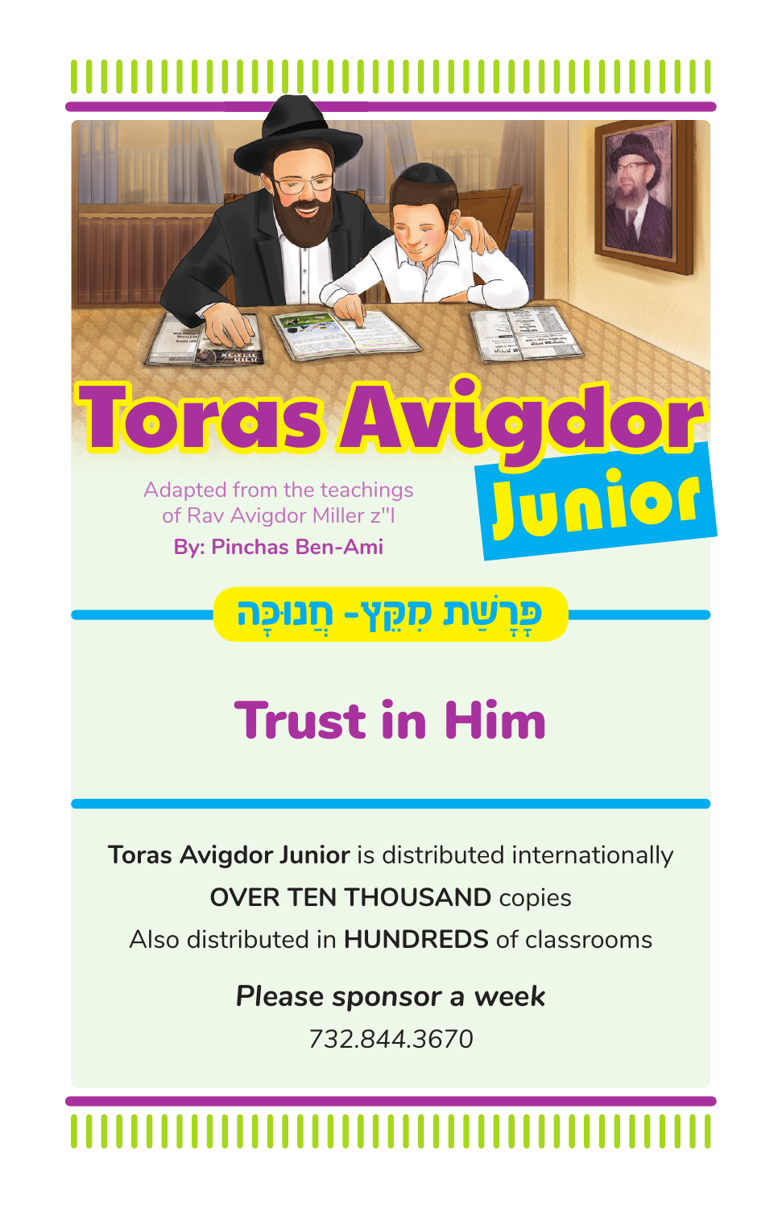# Toras Avigdor Junior

Adapted from the teachings of Rav Avigdor Miller z"l

**By: Pinchas Ben-Ami**

## פָּרָשַׁת מִקֵּץ- חֲנוּכָּה

# Trust in Him

**Toras Avigdor Junior** is distributed internationally

**OVER TEN THOUSAND** copies

Also distributed in **HUNDREDS** of classrooms

***Please sponsor a week***

732.844.3670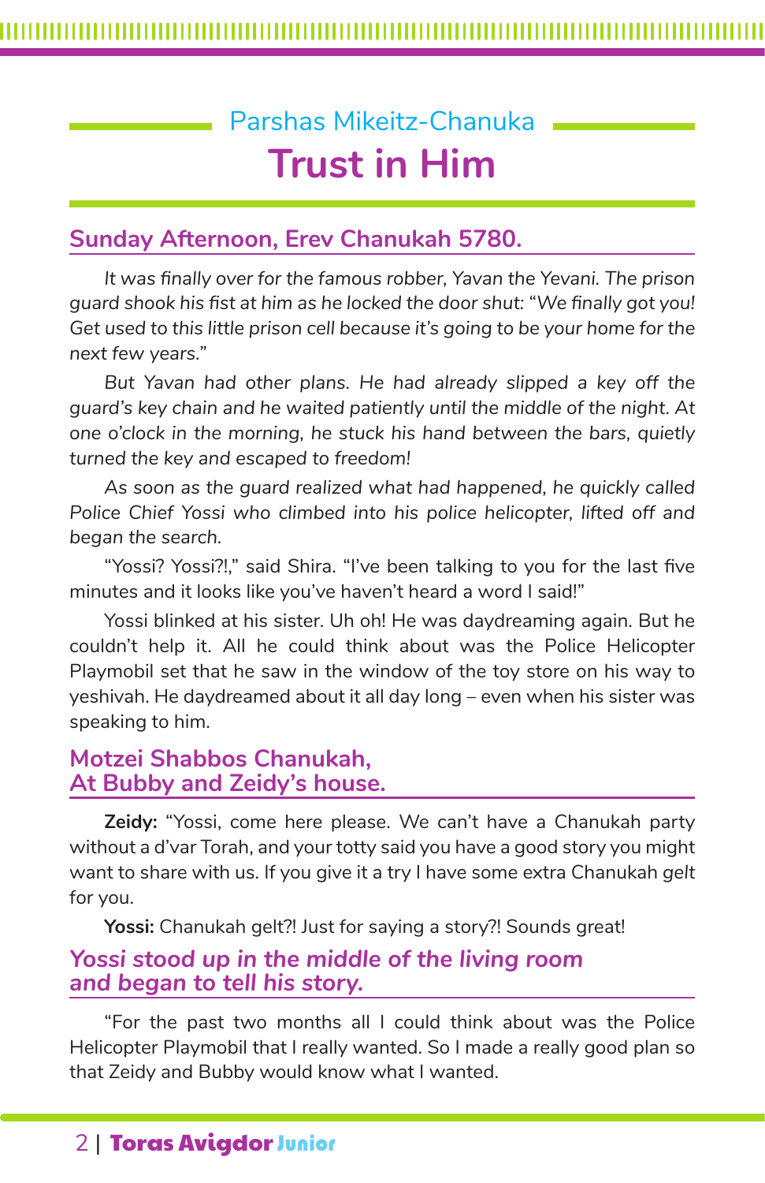Parshas Mikeitz-Chanuka

# Trust in Him

## Sunday Afternoon, Erev Chanukah 5780.

*It was finally over for the famous robber, Yavan the Yevani. The prison guard shook his fist at him as he locked the door shut: "We finally got you! Get used to this little prison cell because it's going to be your home for the next few years."*

*But Yavan had other plans. He had already slipped a key off the guard's key chain and he waited patiently until the middle of the night. At one o'clock in the morning, he stuck his hand between the bars, quietly turned the key and escaped to freedom!*

*As soon as the guard realized what had happened, he quickly called Police Chief Yossi who climbed into his police helicopter, lifted off and began the search.*

"Yossi? Yossi?!," said Shira. "I've been talking to you for the last five minutes and it looks like you've haven't heard a word I said!"

Yossi blinked at his sister. Uh oh! He was daydreaming again. But he couldn't help it. All he could think about was the Police Helicopter Playmobil set that he saw in the window of the toy store on his way to yeshivah. He daydreamed about it all day long – even when his sister was speaking to him.

## Motzei Shabbos Chanukah, At Bubby and Zeidy's house.

**Zeidy:** "Yossi, come here please. We can't have a Chanukah party without a d'var Torah, and your totty said you have a good story you might want to share with us. If you give it a try I have some extra Chanukah *gelt* for you.

**Yossi:** Chanukah gelt?! Just for saying a story?! Sounds great!

## *Yossi stood up in the middle of the living room and began to tell his story.*

"For the past two months all I could think about was the Police Helicopter Playmobil that I really wanted. So I made a really good plan so that Zeidy and Bubby would know what I wanted.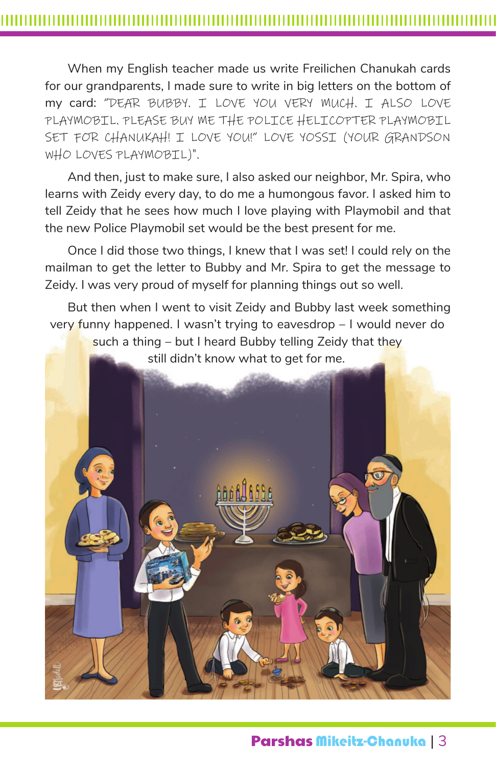When my English teacher made us write Freilichen Chanukah cards for our grandparents, I made sure to write in big letters on the bottom of my card: "DEAR BUBBY. I LOVE YOU VERY MUCH. I ALSO LOVE PLAYMOBIL. PLEASE BUY ME THE POLICE HELICOPTER PLAYMOBIL SET FOR CHANUKAH! I LOVE YOU!" LOVE YOSSI (YOUR GRANDSON WHO LOVES PLAYMOBIL)".

And then, just to make sure, I also asked our neighbor, Mr. Spira, who learns with Zeidy every day, to do me a humongous favor. I asked him to tell Zeidy that he sees how much I love playing with Playmobil and that the new Police Playmobil set would be the best present for me.

Once I did those two things, I knew that I was set! I could rely on the mailman to get the letter to Bubby and Mr. Spira to get the message to Zeidy. I was very proud of myself for planning things out so well.

But then when I went to visit Zeidy and Bubby last week something very funny happened. I wasn't trying to eavesdrop – I would never do such a thing – but I heard Bubby telling Zeidy that they still didn't know what to get for me.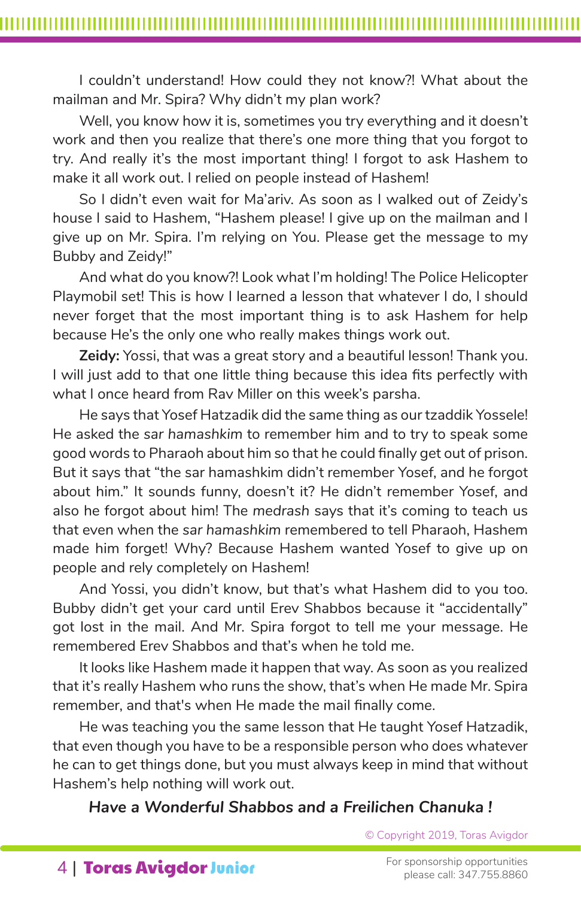I couldn't understand! How could they not know?! What about the mailman and Mr. Spira? Why didn't my plan work?

Well, you know how it is, sometimes you try everything and it doesn't work and then you realize that there's one more thing that you forgot to try. And really it's the most important thing! I forgot to ask Hashem to make it all work out. I relied on people instead of Hashem!

So I didn't even wait for Ma'ariv. As soon as I walked out of Zeidy's house I said to Hashem, "Hashem please! I give up on the mailman and I give up on Mr. Spira. I'm relying on You. Please get the message to my Bubby and Zeidy!"

And what do you know?! Look what I'm holding! The Police Helicopter Playmobil set! This is how I learned a lesson that whatever I do, I should never forget that the most important thing is to ask Hashem for help because He's the only one who really makes things work out.

**Zeidy:** Yossi, that was a great story and a beautiful lesson! Thank you. I will just add to that one little thing because this idea fits perfectly with what I once heard from Rav Miller on this week's parsha.

He says that Yosef Hatzadik did the same thing as our tzaddik Yossele! He asked the *sar hamashkim* to remember him and to try to speak some good words to Pharaoh about him so that he could finally get out of prison. But it says that "the sar hamashkim didn't remember Yosef, and he forgot about him." It sounds funny, doesn't it? He didn't remember Yosef, and also he forgot about him! The *medrash* says that it's coming to teach us that even when the *sar hamashkim* remembered to tell Pharaoh, Hashem made him forget! Why? Because Hashem wanted Yosef to give up on people and rely completely on Hashem!

And Yossi, you didn't know, but that's what Hashem did to you too. Bubby didn't get your card until Erev Shabbos because it "accidentally" got lost in the mail. And Mr. Spira forgot to tell me your message. He remembered Erev Shabbos and that's when he told me.

It looks like Hashem made it happen that way. As soon as you realized that it's really Hashem who runs the show, that's when He made Mr. Spira remember, and that's when He made the mail finally come.

He was teaching you the same lesson that He taught Yosef Hatzadik, that even though you have to be a responsible person who does whatever he can to get things done, but you must always keep in mind that without Hashem's help nothing will work out.

***Have a Wonderful Shabbos and a Freilichen Chanuka !***

© Copyright 2019, Toras Avigdor

For sponsorship opportunities please call: 347.755.8860